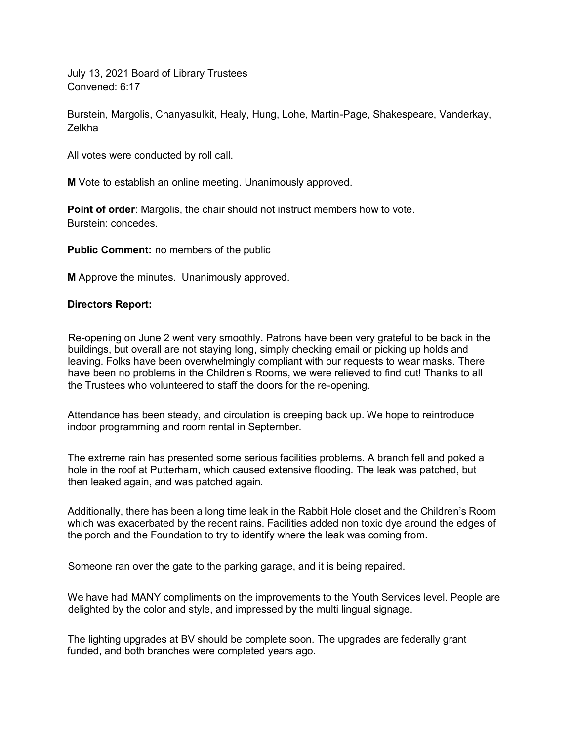July 13, 2021 Board of Library Trustees
Convened: 6:17

Burstein, Margolis, Chanyasulkit, Healy, Hung, Lohe, Martin-Page, Shakespeare, Vanderkay, Zelkha

All votes were conducted by roll call.

**M** Vote to establish an online meeting. Unanimously approved.

**Point of order**: Margolis, the chair should not instruct members how to vote.
Burstein: concedes.

**Public Comment:** no members of the public

**M** Approve the minutes. Unanimously approved.

**Directors Report:**

Re-opening on June 2 went very smoothly. Patrons have been very grateful to be back in the buildings, but overall are not staying long, simply checking email or picking up holds and leaving. Folks have been overwhelmingly compliant with our requests to wear masks. There have been no problems in the Children's Rooms, we were relieved to find out! Thanks to all the Trustees who volunteered to staff the doors for the re-opening.

Attendance has been steady, and circulation is creeping back up. We hope to reintroduce indoor programming and room rental in September.

The extreme rain has presented some serious facilities problems. A branch fell and poked a hole in the roof at Putterham, which caused extensive flooding. The leak was patched, but then leaked again, and was patched again.

Additionally, there has been a long time leak in the Rabbit Hole closet and the Children's Room which was exacerbated by the recent rains. Facilities added non toxic dye around the edges of the porch and the Foundation to try to identify where the leak was coming from.

Someone ran over the gate to the parking garage, and it is being repaired.

We have had MANY compliments on the improvements to the Youth Services level. People are delighted by the color and style, and impressed by the multi lingual signage.

The lighting upgrades at BV should be complete soon. The upgrades are federally grant funded, and both branches were completed years ago.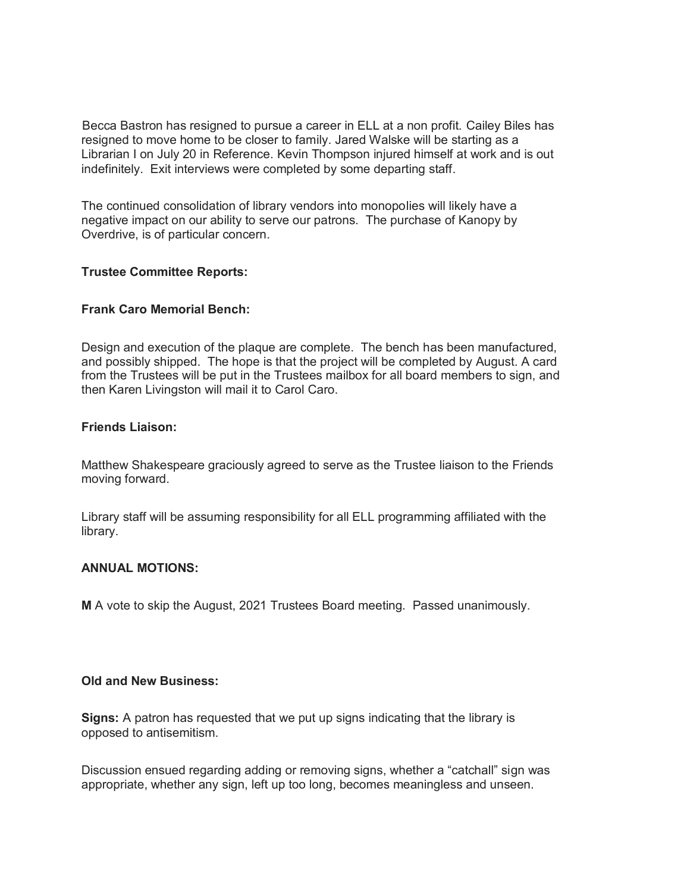Becca Bastron has resigned to pursue a career in ELL at a non profit. Cailey Biles has resigned to move home to be closer to family. Jared Walske will be starting as a Librarian I on July 20 in Reference. Kevin Thompson injured himself at work and is out indefinitely. Exit interviews were completed by some departing staff.

The continued consolidation of library vendors into monopolies will likely have a negative impact on our ability to serve our patrons. The purchase of Kanopy by Overdrive, is of particular concern.

**Trustee Committee Reports:**

**Frank Caro Memorial Bench:**

Design and execution of the plaque are complete. The bench has been manufactured, and possibly shipped. The hope is that the project will be completed by August. A card from the Trustees will be put in the Trustees mailbox for all board members to sign, and then Karen Livingston will mail it to Carol Caro.

**Friends Liaison:**

Matthew Shakespeare graciously agreed to serve as the Trustee liaison to the Friends moving forward.

Library staff will be assuming responsibility for all ELL programming affiliated with the library.

**ANNUAL MOTIONS:**

**M** A vote to skip the August, 2021 Trustees Board meeting. Passed unanimously.

**Old and New Business:**

**Signs:** A patron has requested that we put up signs indicating that the library is opposed to antisemitism.

Discussion ensued regarding adding or removing signs, whether a "catchall" sign was appropriate, whether any sign, left up too long, becomes meaningless and unseen.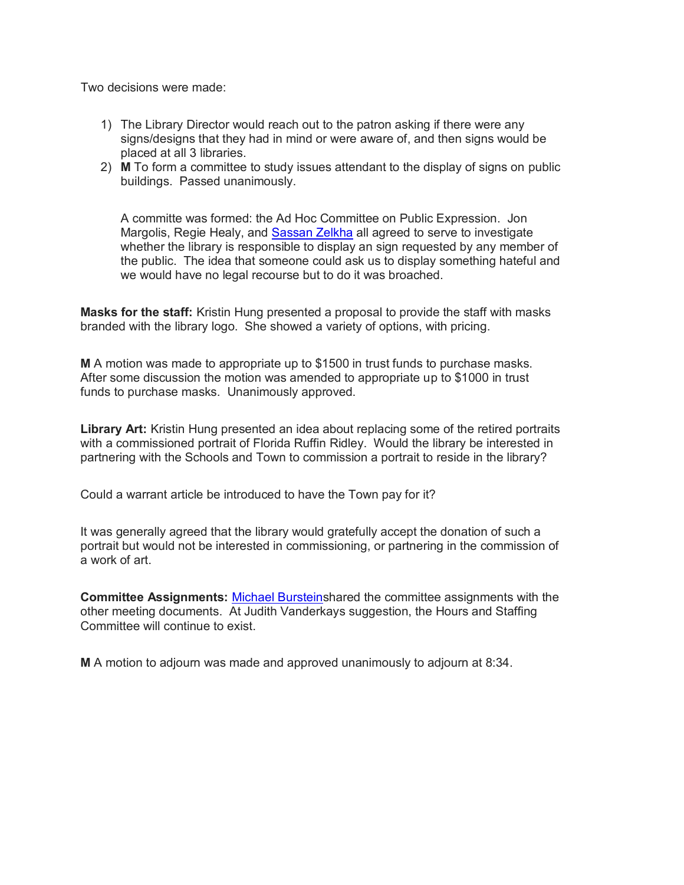Two decisions were made:

1) The Library Director would reach out to the patron asking if there were any signs/designs that they had in mind or were aware of, and then signs would be placed at all 3 libraries.
2) **M** To form a committee to study issues attendant to the display of signs on public buildings. Passed unanimously.

   A committe was formed: the Ad Hoc Committee on Public Expression. Jon Margolis, Regie Healy, and Sassan Zelkha all agreed to serve to investigate whether the library is responsible to display an sign requested by any member of the public. The idea that someone could ask us to display something hateful and we would have no legal recourse but to do it was broached.

**Masks for the staff:** Kristin Hung presented a proposal to provide the staff with masks branded with the library logo. She showed a variety of options, with pricing.

**M** A motion was made to appropriate up to $1500 in trust funds to purchase masks. After some discussion the motion was amended to appropriate up to $1000 in trust funds to purchase masks. Unanimously approved.

**Library Art:** Kristin Hung presented an idea about replacing some of the retired portraits with a commissioned portrait of Florida Ruffin Ridley. Would the library be interested in partnering with the Schools and Town to commission a portrait to reside in the library?

Could a warrant article be introduced to have the Town pay for it?

It was generally agreed that the library would gratefully accept the donation of such a portrait but would not be interested in commissioning, or partnering in the commission of a work of art.

**Committee Assignments:** Michael Bursteinshared the committee assignments with the other meeting documents. At Judith Vanderkays suggestion, the Hours and Staffing Committee will continue to exist.

**M** A motion to adjourn was made and approved unanimously to adjourn at 8:34.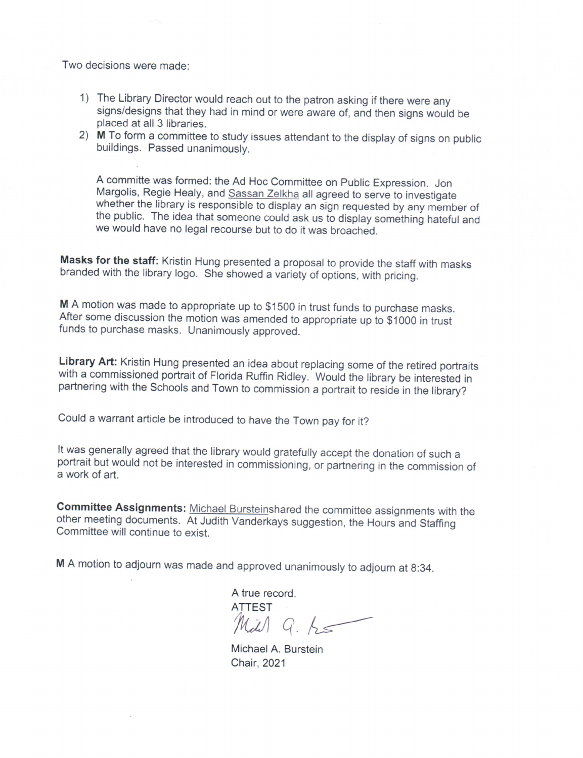Two decisions were made:

1) The Library Director would reach out to the patron asking if there were any signs/designs that they had in mind or were aware of, and then signs would be placed at all 3 libraries.
2) **M** To form a committee to study issues attendant to the display of signs on public buildings. Passed unanimously.

A committe was formed: the Ad Hoc Committee on Public Expression. Jon Margolis, Regie Healy, and Sassan Zelkha all agreed to serve to investigate whether the library is responsible to display an sign requested by any member of the public. The idea that someone could ask us to display something hateful and we would have no legal recourse but to do it was broached.

**Masks for the staff:** Kristin Hung presented a proposal to provide the staff with masks branded with the library logo. She showed a variety of options, with pricing.

**M** A motion was made to appropriate up to $1500 in trust funds to purchase masks. After some discussion the motion was amended to appropriate up to $1000 in trust funds to purchase masks. Unanimously approved.

**Library Art:** Kristin Hung presented an idea about replacing some of the retired portraits with a commissioned portrait of Florida Ruffin Ridley. Would the library be interested in partnering with the Schools and Town to commission a portrait to reside in the library?

Could a warrant article be introduced to have the Town pay for it?

It was generally agreed that the library would gratefully accept the donation of such a portrait but would not be interested in commissioning, or partnering in the commission of a work of art.

**Committee Assignments:** Michael Bursteinshared the committee assignments with the other meeting documents. At Judith Vanderkays suggestion, the Hours and Staffing Committee will continue to exist.

**M** A motion to adjourn was made and approved unanimously to adjourn at 8:34.

A true record.
ATTEST

Michael A. Burstein
Chair, 2021